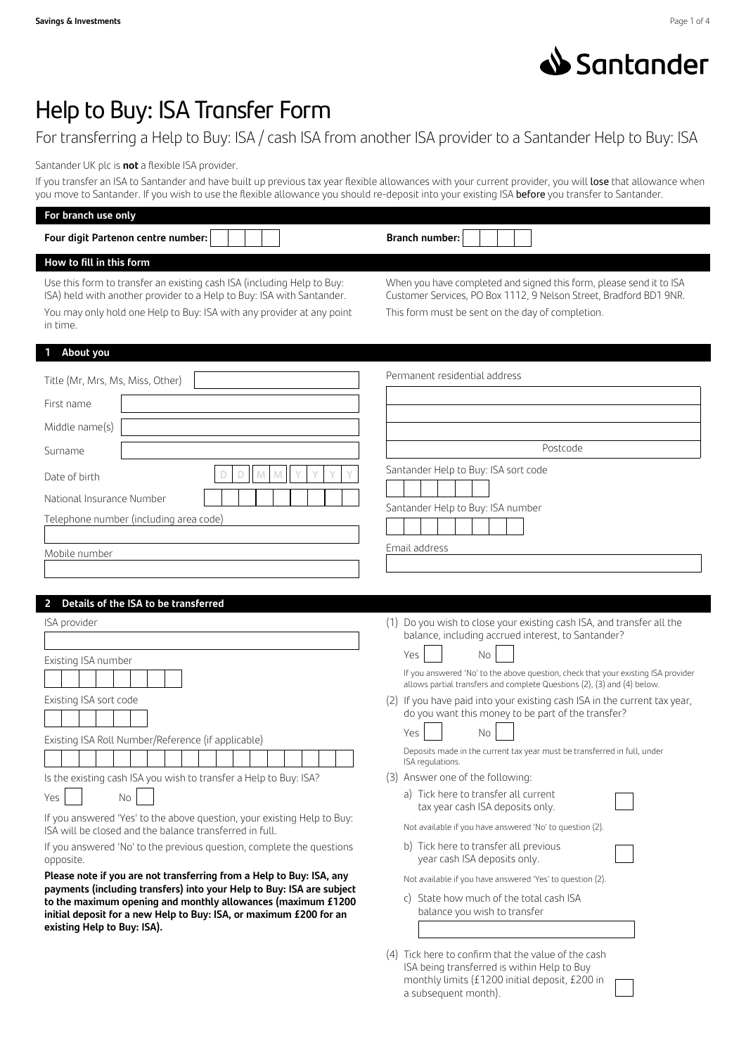Savings & Investments

Santander

# Help to Buy: ISA Transfer Form

For transferring a Help to Buy: ISA / cash ISA from another ISA provider to a Santander Help to Buy: ISA

Santander UK plc is **not** a flexible ISA provider.

If you transfer an ISA to Santander and have built up previous tax year flexible allowances with your current provider, you will **lose** that allowance when you move to Santander. If you wish to use the flexible allowance you should re-deposit into your existing ISA **before** you transfer to Santander.

## For branch use only

**Four digit Partenon centre number:** ☐☐☐☐

**Branch number:** ☐☐☐☐

## How to fill in this form

Use this form to transfer an existing cash ISA (including Help to Buy: ISA) held with another provider to a Help to Buy: ISA with Santander.

You may only hold one Help to Buy: ISA with any provider at any point in time.

When you have completed and signed this form, please send it to ISA Customer Services, PO Box 1112, 9 Nelson Street, Bradford BD1 9NR.

This form must be sent on the day of completion.

## 1 About you

Title (Mr, Mrs, Ms, Miss, Other) ____________

First name ____________

Middle name(s) ____________

Surname ____________

Date of birth D D M M Y Y Y Y

National Insurance Number ☐☐☐☐☐☐☐☐☐

Telephone number (including area code) ____________

Mobile number ____________

Permanent residential address ____________

Postcode ____________

Santander Help to Buy: ISA sort code ☐☐☐☐☐☐

Santander Help to Buy: ISA number ☐☐☐☐☐☐☐☐

Email address ____________

## 2 Details of the ISA to be transferred

ISA provider ____________

Existing ISA number ☐☐☐☐☐☐☐☐

Existing ISA sort code ☐☐☐☐☐☐

Existing ISA Roll Number/Reference (if applicable) ☐☐☐☐☐☐☐☐☐☐☐☐☐☐☐☐☐☐

Is the existing cash ISA you wish to transfer a Help to Buy: ISA?

Yes ☐ No ☐

If you answered 'Yes' to the above question, your existing Help to Buy: ISA will be closed and the balance transferred in full.

If you answered 'No' to the previous question, complete the questions opposite.

**Please note if you are not transferring from a Help to Buy: ISA, any payments (including transfers) into your Help to Buy: ISA are subject to the maximum opening and monthly allowances (maximum £1200 initial deposit for a new Help to Buy: ISA, or maximum £200 for an existing Help to Buy: ISA).**

(1) Do you wish to close your existing cash ISA, and transfer all the balance, including accrued interest, to Santander?

Yes ☐ No ☐

If you answered 'No' to the above question, check that your existing ISA provider allows partial transfers and complete Questions (2), (3) and (4) below.

(2) If you have paid into your existing cash ISA in the current tax year, do you want this money to be part of the transfer?

Yes ☐ No ☐

Deposits made in the current tax year must be transferred in full, under ISA regulations.

(3) Answer one of the following:

a) Tick here to transfer all current tax year cash ISA deposits only. ☐

Not available if you have answered 'No' to question (2).

b) Tick here to transfer all previous year cash ISA deposits only. ☐

Not available if you have answered 'Yes' to question (2).

c) State how much of the total cash ISA balance you wish to transfer ____________

(4) Tick here to confirm that the value of the cash ISA being transferred is within Help to Buy monthly limits (£1200 initial deposit, £200 in a subsequent month). ☐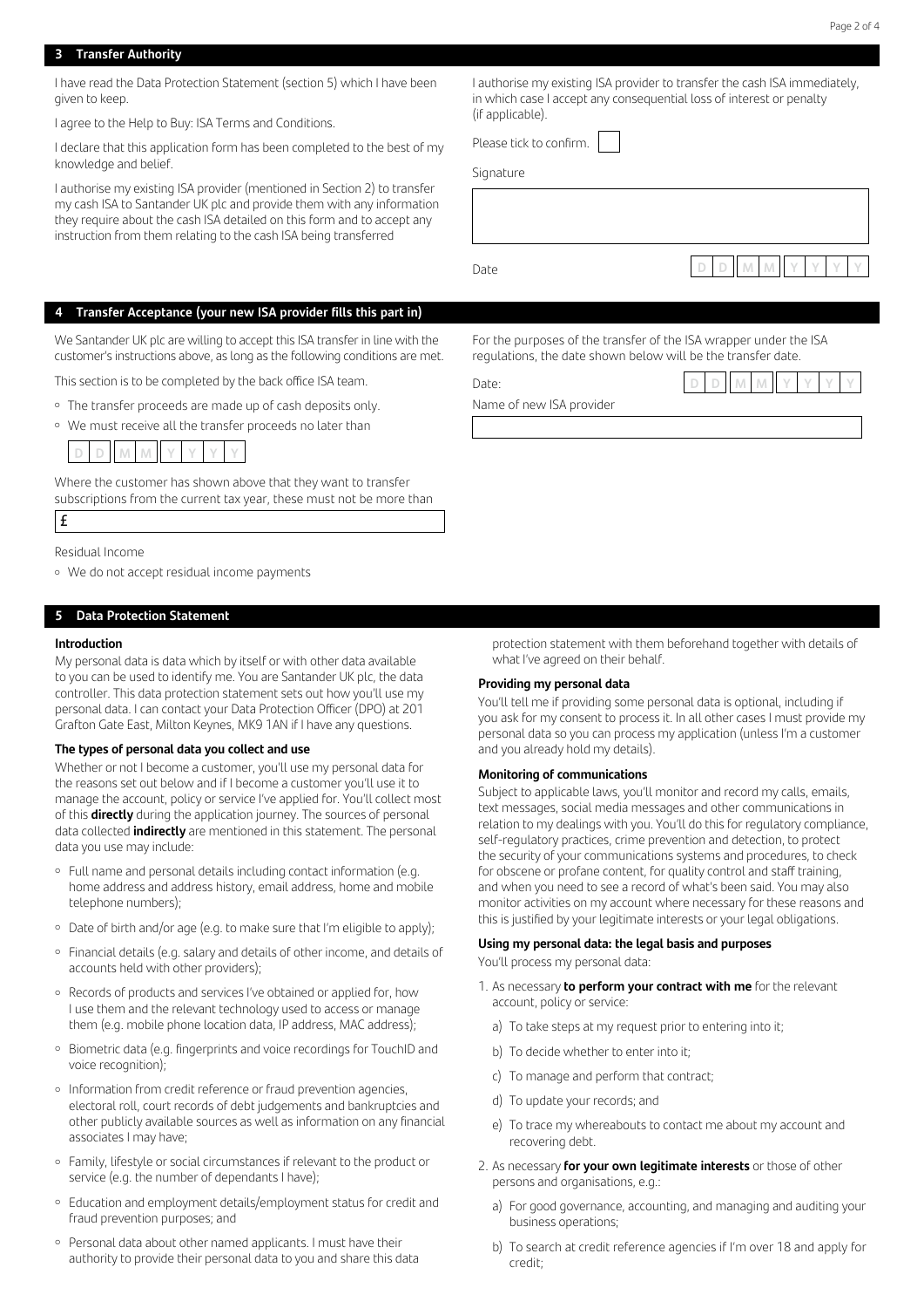## 3 Transfer Authority

I have read the Data Protection Statement (section 5) which I have been given to keep.

I agree to the Help to Buy: ISA Terms and Conditions.

I declare that this application form has been completed to the best of my knowledge and belief.

I authorise my existing ISA provider (mentioned in Section 2) to transfer my cash ISA to Santander UK plc and provide them with any information they require about the cash ISA detailed on this form and to accept any instruction from them relating to the cash ISA being transferred

I authorise my existing ISA provider to transfer the cash ISA immediately, in which case I accept any consequential loss of interest or penalty (if applicable).

Please tick to confirm. ☐

Signature

Date D D M M Y Y Y Y

## 4 Transfer Acceptance (your new ISA provider fills this part in)

We Santander UK plc are willing to accept this ISA transfer in line with the customer's instructions above, as long as the following conditions are met.

This section is to be completed by the back office ISA team.

- The transfer proceeds are made up of cash deposits only.
- We must receive all the transfer proceeds no later than

D D M M Y Y Y Y

Where the customer has shown above that they want to transfer subscriptions from the current tax year, these must not be more than

£

Residual Income

- We do not accept residual income payments

For the purposes of the transfer of the ISA wrapper under the ISA regulations, the date shown below will be the transfer date.

Date: D D M M Y Y Y Y

Name of new ISA provider

## 5 Data Protection Statement

### Introduction

My personal data is data which by itself or with other data available to you can be used to identify me. You are Santander UK plc, the data controller. This data protection statement sets out how you'll use my personal data. I can contact your Data Protection Officer (DPO) at 201 Grafton Gate East, Milton Keynes, MK9 1AN if I have any questions.

### The types of personal data you collect and use

Whether or not I become a customer, you'll use my personal data for the reasons set out below and if I become a customer you'll use it to manage the account, policy or service I've applied for. You'll collect most of this **directly** during the application journey. The sources of personal data collected **indirectly** are mentioned in this statement. The personal data you use may include:

- Full name and personal details including contact information (e.g. home address and address history, email address, home and mobile telephone numbers);
- Date of birth and/or age (e.g. to make sure that I'm eligible to apply);
- Financial details (e.g. salary and details of other income, and details of accounts held with other providers);
- Records of products and services I've obtained or applied for, how I use them and the relevant technology used to access or manage them (e.g. mobile phone location data, IP address, MAC address);
- Biometric data (e.g. fingerprints and voice recordings for TouchID and voice recognition);
- Information from credit reference or fraud prevention agencies, electoral roll, court records of debt judgements and bankruptcies and other publicly available sources as well as information on any financial associates I may have;
- Family, lifestyle or social circumstances if relevant to the product or service (e.g. the number of dependants I have);
- Education and employment details/employment status for credit and fraud prevention purposes; and
- Personal data about other named applicants. I must have their authority to provide their personal data to you and share this data protection statement with them beforehand together with details of what I've agreed on their behalf.

### Providing my personal data

You'll tell me if providing some personal data is optional, including if you ask for my consent to process it. In all other cases I must provide my personal data so you can process my application (unless I'm a customer and you already hold my details).

### Monitoring of communications

Subject to applicable laws, you'll monitor and record my calls, emails, text messages, social media messages and other communications in relation to my dealings with you. You'll do this for regulatory compliance, self-regulatory practices, crime prevention and detection, to protect the security of your communications systems and procedures, to check for obscene or profane content, for quality control and staff training, and when you need to see a record of what's been said. You may also monitor activities on my account where necessary for these reasons and this is justified by your legitimate interests or your legal obligations.

### Using my personal data: the legal basis and purposes

You'll process my personal data:

1. As necessary **to perform your contract with me** for the relevant account, policy or service:
   a) To take steps at my request prior to entering into it;
   b) To decide whether to enter into it;
   c) To manage and perform that contract;
   d) To update your records; and
   e) To trace my whereabouts to contact me about my account and recovering debt.
2. As necessary **for your own legitimate interests** or those of other persons and organisations, e.g.:
   a) For good governance, accounting, and managing and auditing your business operations;
   b) To search at credit reference agencies if I'm over 18 and apply for credit;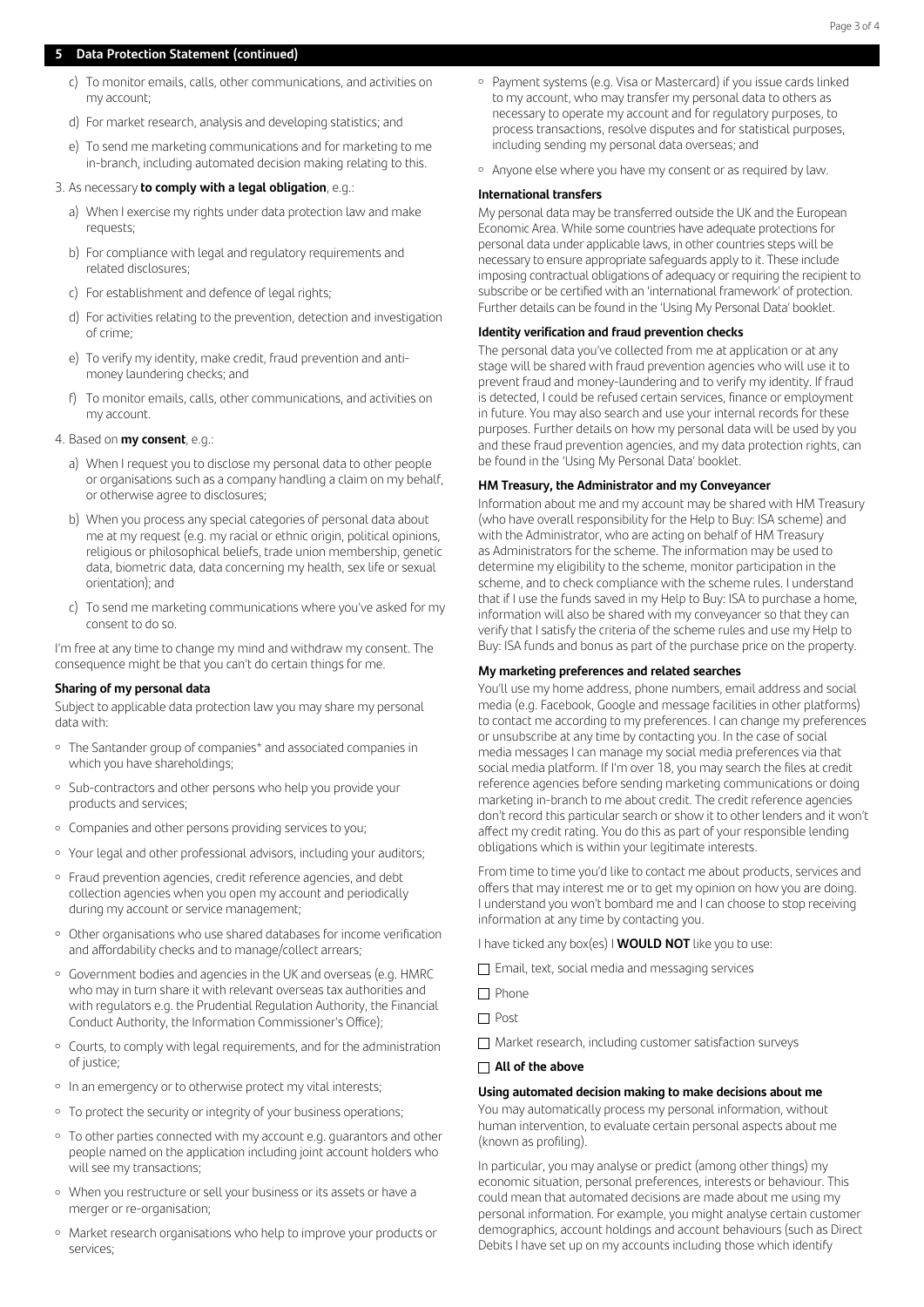## 5 Data Protection Statement (continued)

   c) To monitor emails, calls, other communications, and activities on my account;

   d) For market research, analysis and developing statistics; and

   e) To send me marketing communications and for marketing to me in-branch, including automated decision making relating to this.

3. As necessary **to comply with a legal obligation**, e.g.:

   a) When I exercise my rights under data protection law and make requests;

   b) For compliance with legal and regulatory requirements and related disclosures;

   c) For establishment and defence of legal rights;

   d) For activities relating to the prevention, detection and investigation of crime;

   e) To verify my identity, make credit, fraud prevention and anti-money laundering checks; and

   f) To monitor emails, calls, other communications, and activities on my account.

4. Based on **my consent**, e.g.:

   a) When I request you to disclose my personal data to other people or organisations such as a company handling a claim on my behalf, or otherwise agree to disclosures;

   b) When you process any special categories of personal data about me at my request (e.g. my racial or ethnic origin, political opinions, religious or philosophical beliefs, trade union membership, genetic data, biometric data, data concerning my health, sex life or sexual orientation); and

   c) To send me marketing communications where you've asked for my consent to do so.

I'm free at any time to change my mind and withdraw my consent. The consequence might be that you can't do certain things for me.

**Sharing of my personal data**

Subject to applicable data protection law you may share my personal data with:

- The Santander group of companies* and associated companies in which you have shareholdings;
- Sub-contractors and other persons who help you provide your products and services;
- Companies and other persons providing services to you;
- Your legal and other professional advisors, including your auditors;
- Fraud prevention agencies, credit reference agencies, and debt collection agencies when you open my account and periodically during my account or service management;
- Other organisations who use shared databases for income verification and affordability checks and to manage/collect arrears;
- Government bodies and agencies in the UK and overseas (e.g. HMRC who may in turn share it with relevant overseas tax authorities and with regulators e.g. the Prudential Regulation Authority, the Financial Conduct Authority, the Information Commissioner's Office);
- Courts, to comply with legal requirements, and for the administration of justice;
- In an emergency or to otherwise protect my vital interests;
- To protect the security or integrity of your business operations;
- To other parties connected with my account e.g. guarantors and other people named on the application including joint account holders who will see my transactions;
- When you restructure or sell your business or its assets or have a merger or re-organisation;
- Market research organisations who help to improve your products or services;
- Payment systems (e.g. Visa or Mastercard) if you issue cards linked to my account, who may transfer my personal data to others as necessary to operate my account and for regulatory purposes, to process transactions, resolve disputes and for statistical purposes, including sending my personal data overseas; and
- Anyone else where you have my consent or as required by law.

**International transfers**

My personal data may be transferred outside the UK and the European Economic Area. While some countries have adequate protections for personal data under applicable laws, in other countries steps will be necessary to ensure appropriate safeguards apply to it. These include imposing contractual obligations of adequacy or requiring the recipient to subscribe or be certified with an 'international framework' of protection. Further details can be found in the 'Using My Personal Data' booklet.

**Identity verification and fraud prevention checks**

The personal data you've collected from me at application or at any stage will be shared with fraud prevention agencies who will use it to prevent fraud and money-laundering and to verify my identity. If fraud is detected, I could be refused certain services, finance or employment in future. You may also search and use your internal records for these purposes. Further details on how my personal data will be used by you and these fraud prevention agencies, and my data protection rights, can be found in the 'Using My Personal Data' booklet.

**HM Treasury, the Administrator and my Conveyancer**

Information about me and my account may be shared with HM Treasury (who have overall responsibility for the Help to Buy: ISA scheme) and with the Administrator, who are acting on behalf of HM Treasury as Administrators for the scheme. The information may be used to determine my eligibility to the scheme, monitor participation in the scheme, and to check compliance with the scheme rules. I understand that if I use the funds saved in my Help to Buy: ISA to purchase a home, information will also be shared with my conveyancer so that they can verify that I satisfy the criteria of the scheme rules and use my Help to Buy: ISA funds and bonus as part of the purchase price on the property.

**My marketing preferences and related searches**

You'll use my home address, phone numbers, email address and social media (e.g. Facebook, Google and message facilities in other platforms) to contact me according to my preferences. I can change my preferences or unsubscribe at any time by contacting you. In the case of social media messages I can manage my social media preferences via that social media platform. If I'm over 18, you may search the files at credit reference agencies before sending marketing communications or doing marketing in-branch to me about credit. The credit reference agencies don't record this particular search or show it to other lenders and it won't affect my credit rating. You do this as part of your responsible lending obligations which is within your legitimate interests.

From time to time you'd like to contact me about products, services and offers that may interest me or to get my opinion on how you are doing. I understand you won't bombard me and I can choose to stop receiving information at any time by contacting you.

I have ticked any box(es) I **WOULD NOT** like you to use:

- ☐ Email, text, social media and messaging services
- ☐ Phone
- ☐ Post
- ☐ Market research, including customer satisfaction surveys
- ☐ **All of the above**

**Using automated decision making to make decisions about me**

You may automatically process my personal information, without human intervention, to evaluate certain personal aspects about me (known as profiling).

In particular, you may analyse or predict (among other things) my economic situation, personal preferences, interests or behaviour. This could mean that automated decisions are made about me using my personal information. For example, you might analyse certain customer demographics, account holdings and account behaviours (such as Direct Debits I have set up on my accounts including those which identify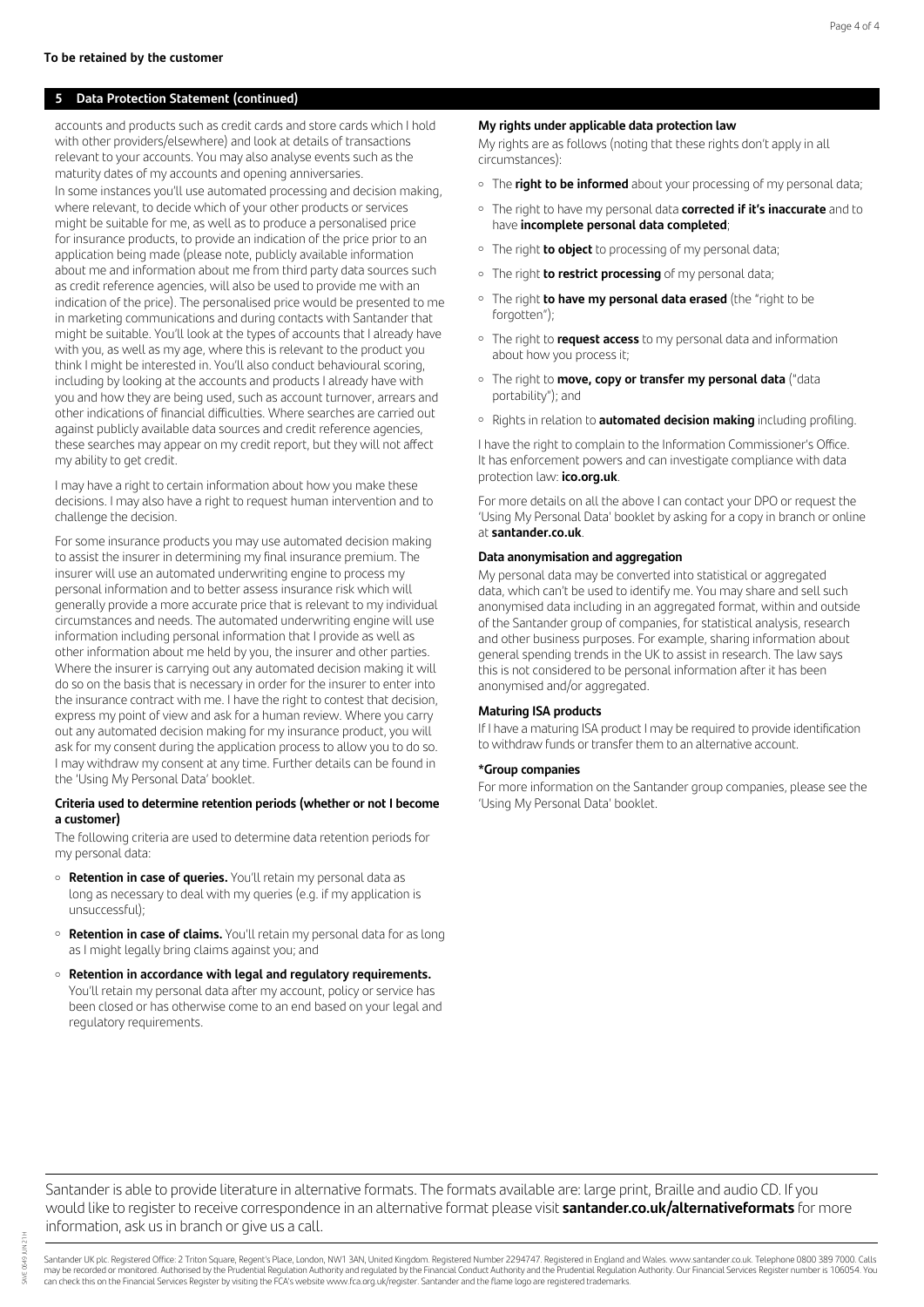**To be retained by the customer**

## 5 Data Protection Statement (continued)

accounts and products such as credit cards and store cards which I hold with other providers/elsewhere) and look at details of transactions relevant to your accounts. You may also analyse events such as the maturity dates of my accounts and opening anniversaries.

In some instances you'll use automated processing and decision making, where relevant, to decide which of your other products or services might be suitable for me, as well as to produce a personalised price for insurance products, to provide an indication of the price prior to an application being made (please note, publicly available information about me and information about me from third party data sources such as credit reference agencies, will also be used to provide me with an indication of the price). The personalised price would be presented to me in marketing communications and during contacts with Santander that might be suitable. You'll look at the types of accounts that I already have with you, as well as my age, where this is relevant to the product you think I might be interested in. You'll also conduct behavioural scoring, including by looking at the accounts and products I already have with you and how they are being used, such as account turnover, arrears and other indications of financial difficulties. Where searches are carried out against publicly available data sources and credit reference agencies, these searches may appear on my credit report, but they will not affect my ability to get credit.

I may have a right to certain information about how you make these decisions. I may also have a right to request human intervention and to challenge the decision.

For some insurance products you may use automated decision making to assist the insurer in determining my final insurance premium. The insurer will use an automated underwriting engine to process my personal information and to better assess insurance risk which will generally provide a more accurate price that is relevant to my individual circumstances and needs. The automated underwriting engine will use information including personal information that I provide as well as other information about me held by you, the insurer and other parties. Where the insurer is carrying out any automated decision making it will do so on the basis that is necessary in order for the insurer to enter into the insurance contract with me. I have the right to contest that decision, express my point of view and ask for a human review. Where you carry out any automated decision making for my insurance product, you will ask for my consent during the application process to allow you to do so. I may withdraw my consent at any time. Further details can be found in the 'Using My Personal Data' booklet.

### Criteria used to determine retention periods (whether or not I become a customer)

The following criteria are used to determine data retention periods for my personal data:

- **Retention in case of queries.** You'll retain my personal data as long as necessary to deal with my queries (e.g. if my application is unsuccessful);
- **Retention in case of claims.** You'll retain my personal data for as long as I might legally bring claims against you; and
- **Retention in accordance with legal and regulatory requirements.** You'll retain my personal data after my account, policy or service has been closed or has otherwise come to an end based on your legal and regulatory requirements.

### My rights under applicable data protection law

My rights are as follows (noting that these rights don't apply in all circumstances):

- The **right to be informed** about your processing of my personal data;
- The right to have my personal data **corrected if it's inaccurate** and to have **incomplete personal data completed**;
- The right **to object** to processing of my personal data;
- The right **to restrict processing** of my personal data;
- The right **to have my personal data erased** (the "right to be forgotten");
- The right to **request access** to my personal data and information about how you process it;
- The right to **move, copy or transfer my personal data** ("data portability"); and
- Rights in relation to **automated decision making** including profiling.

I have the right to complain to the Information Commissioner's Office. It has enforcement powers and can investigate compliance with data protection law: **ico.org.uk**.

For more details on all the above I can contact your DPO or request the 'Using My Personal Data' booklet by asking for a copy in branch or online at **santander.co.uk**.

### Data anonymisation and aggregation

My personal data may be converted into statistical or aggregated data, which can't be used to identify me. You may share and sell such anonymised data including in an aggregated format, within and outside of the Santander group of companies, for statistical analysis, research and other business purposes. For example, sharing information about general spending trends in the UK to assist in research. The law says this is not considered to be personal information after it has been anonymised and/or aggregated.

### Maturing ISA products

If I have a maturing ISA product I may be required to provide identification to withdraw funds or transfer them to an alternative account.

### *Group companies

For more information on the Santander group companies, please see the 'Using My Personal Data' booklet.

Santander is able to provide literature in alternative formats. The formats available are: large print, Braille and audio CD. If you would like to register to receive correspondence in an alternative format please visit **santander.co.uk/alternativeformats** for more information, ask us in branch or give us a call.

Santander UK plc. Registered Office: 2 Triton Square, Regent's Place, London, NW1 3AN, United Kingdom. Registered Number 2294747. Registered in England and Wales. www.santander.co.uk. Telephone 0800 389 7000. Calls may be recorded or monitored. Authorised by the Prudential Regulation Authority and regulated by the Financial Conduct Authority and the Prudential Regulation Authority. Our Financial Services Register number is 106054. You can check this on the Financial Services Register by visiting the FCA's website www.fca.org.uk/register. Santander and the flame logo are registered trademarks.

SAVE 0649 JUN 21 H